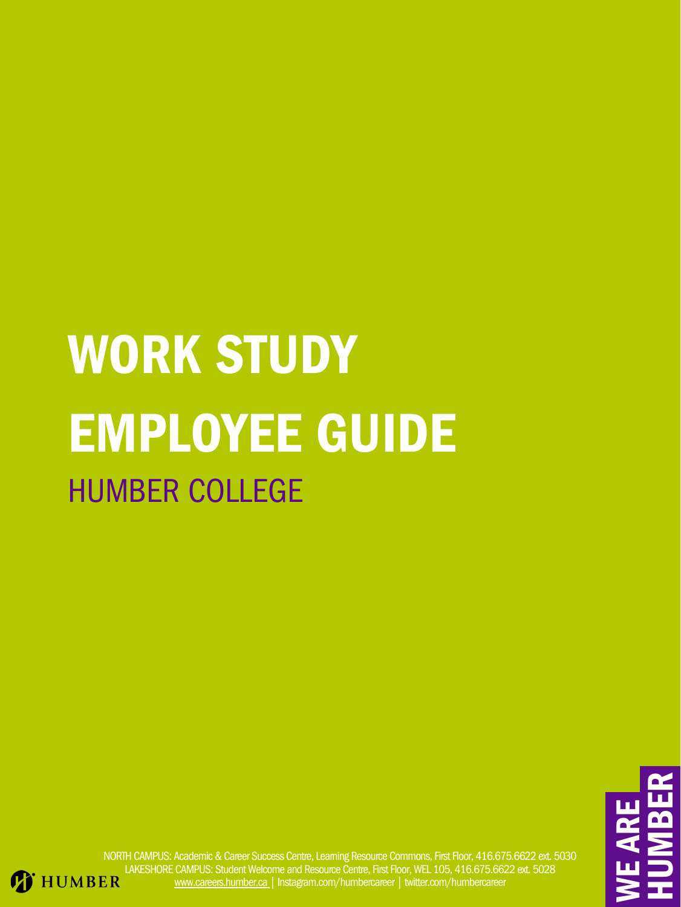# WORK STUDY EMPLOYEE GUIDE

## HUMBER COLLEGE

NORTH CAMPUS: Academic & Career Success Centre, Learning Resource Commons, First Floor, 416.675.6622 ext. 5030
LAKESHORE CAMPUS: Student Welcome and Resource Centre, First Floor, WEL 105, 416.675.6622 ext. 5028
www.careers.humber.ca | Instagram.com/humbercareer | twitter.com/humbercareer

HUMBER

WE ARE HUMBER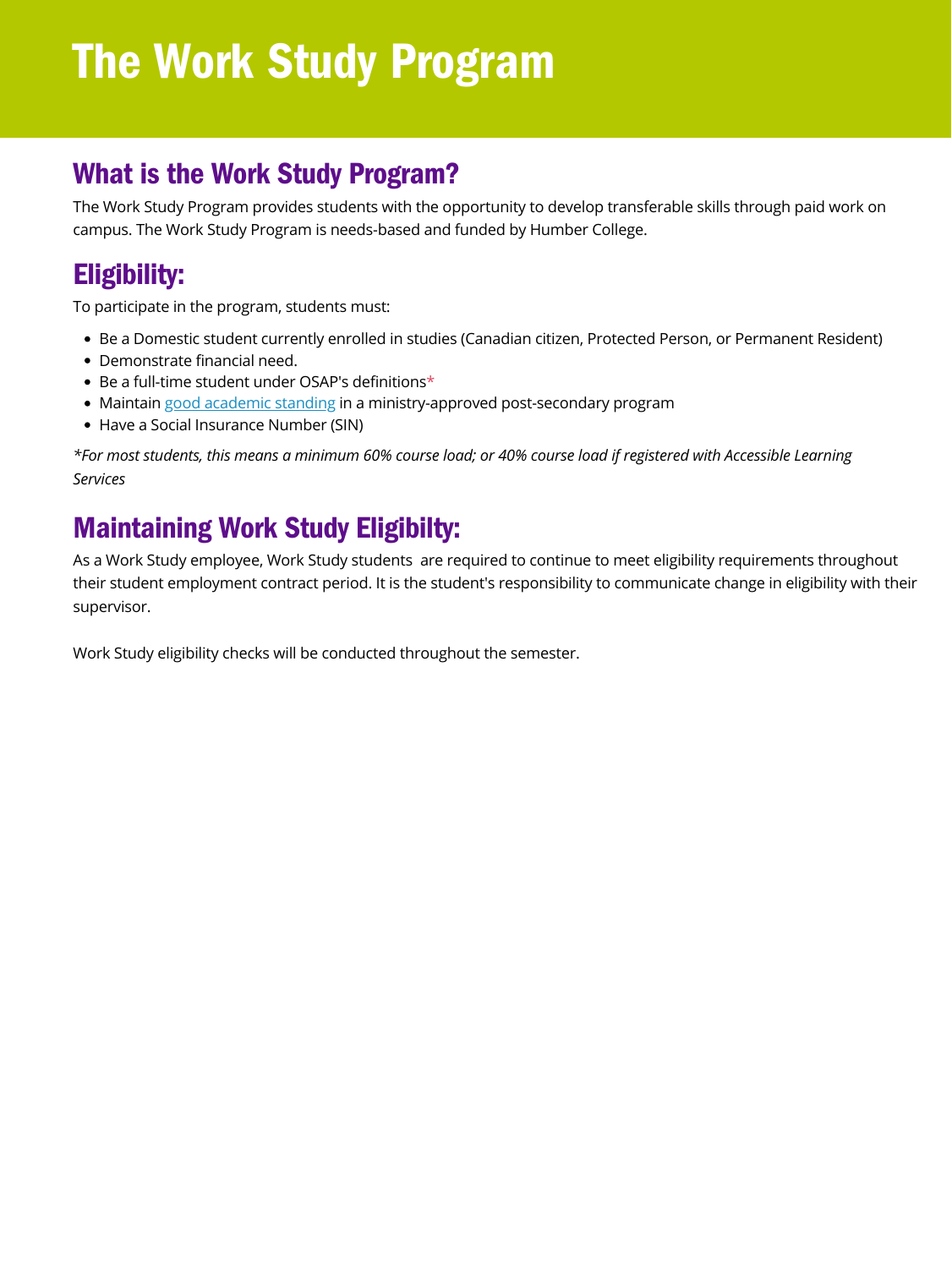# The Work Study Program

## What is the Work Study Program?

The Work Study Program provides students with the opportunity to develop transferable skills through paid work on campus. The Work Study Program is needs-based and funded by Humber College.

## Eligibility:

To participate in the program, students must:

- Be a Domestic student currently enrolled in studies (Canadian citizen, Protected Person, or Permanent Resident)
- Demonstrate financial need.
- Be a full-time student under OSAP's definitions*
- Maintain good academic standing in a ministry-approved post-secondary program
- Have a Social Insurance Number (SIN)

**For most students, this means a minimum 60% course load; or 40% course load if registered with Accessible Learning Services*

## Maintaining Work Study Eligibilty:

As a Work Study employee, Work Study students are required to continue to meet eligibility requirements throughout their student employment contract period. It is the student's responsibility to communicate change in eligibility with their supervisor.

Work Study eligibility checks will be conducted throughout the semester.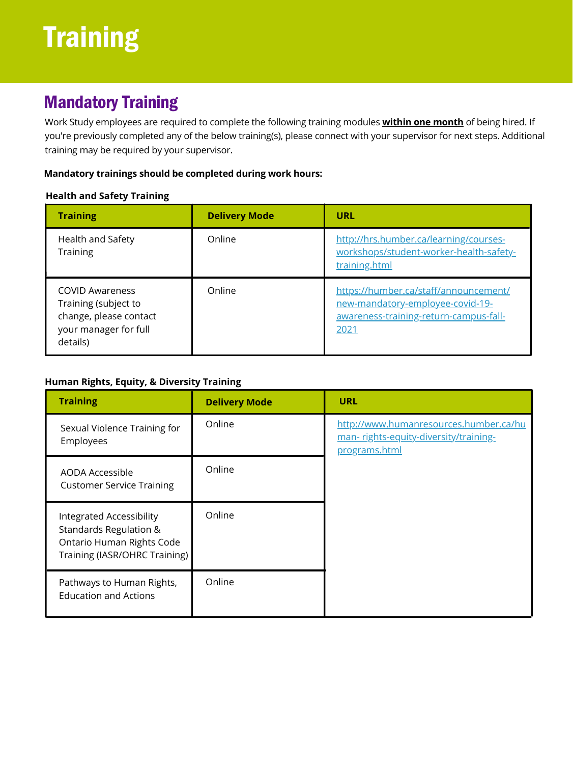# Training

## Mandatory Training

Work Study employees are required to complete the following training modules **within one month** of being hired. If you're previously completed any of the below training(s), please connect with your supervisor for next steps. Additional training may be required by your supervisor.

**Mandatory trainings should be completed during work hours:**

**Health and Safety Training**

| Training | Delivery Mode | URL |
|---|---|---|
| Health and Safety Training | Online | http://hrs.humber.ca/learning/courses-workshops/student-worker-health-safety-training.html |
| COVID Awareness Training (subject to change, please contact your manager for full details) | Online | https://humber.ca/staff/announcement/new-mandatory-employee-covid-19-awareness-training-return-campus-fall-2021 |

**Human Rights, Equity, & Diversity Training**

| Training | Delivery Mode | URL |
|---|---|---|
| Sexual Violence Training for Employees | Online | http://www.humanresources.humber.ca/human- rights-equity-diversity/training-programs.html |
| AODA Accessible Customer Service Training | Online | |
| Integrated Accessibility Standards Regulation & Ontario Human Rights Code Training (IASR/OHRC Training) | Online | |
| Pathways to Human Rights, Education and Actions | Online | |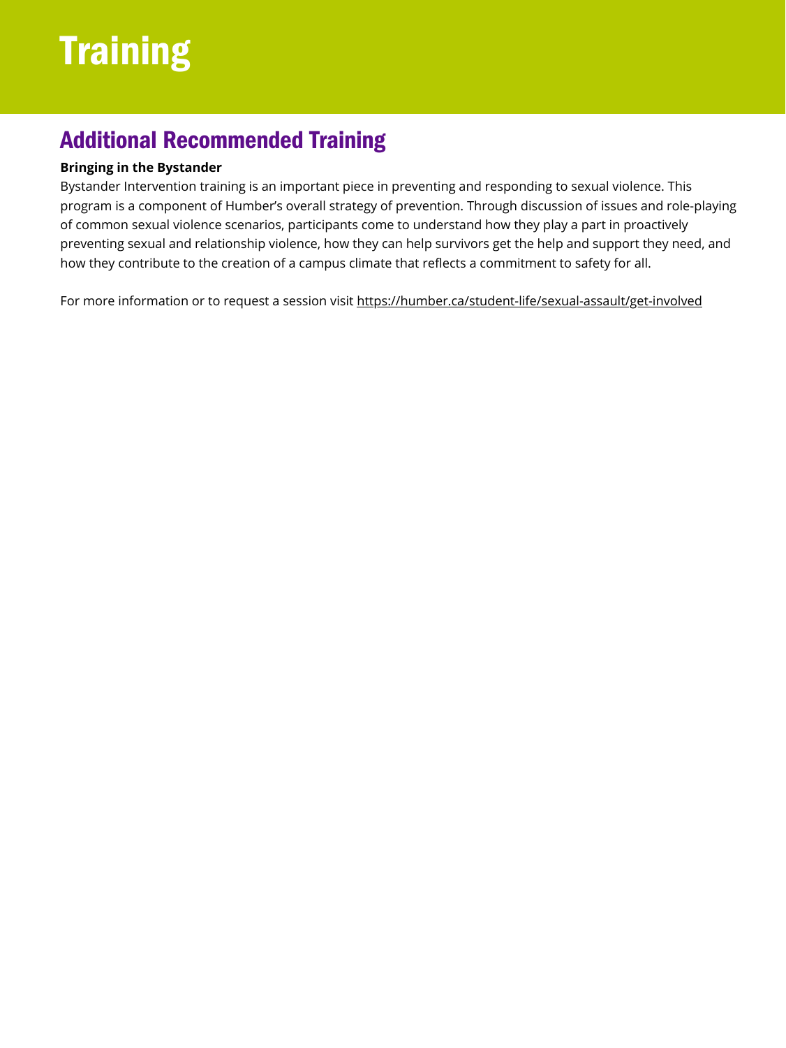# Training

## Additional Recommended Training

**Bringing in the Bystander**

Bystander Intervention training is an important piece in preventing and responding to sexual violence. This program is a component of Humber's overall strategy of prevention. Through discussion of issues and role-playing of common sexual violence scenarios, participants come to understand how they play a part in proactively preventing sexual and relationship violence, how they can help survivors get the help and support they need, and how they contribute to the creation of a campus climate that reflects a commitment to safety for all.

For more information or to request a session visit https://humber.ca/student-life/sexual-assault/get-involved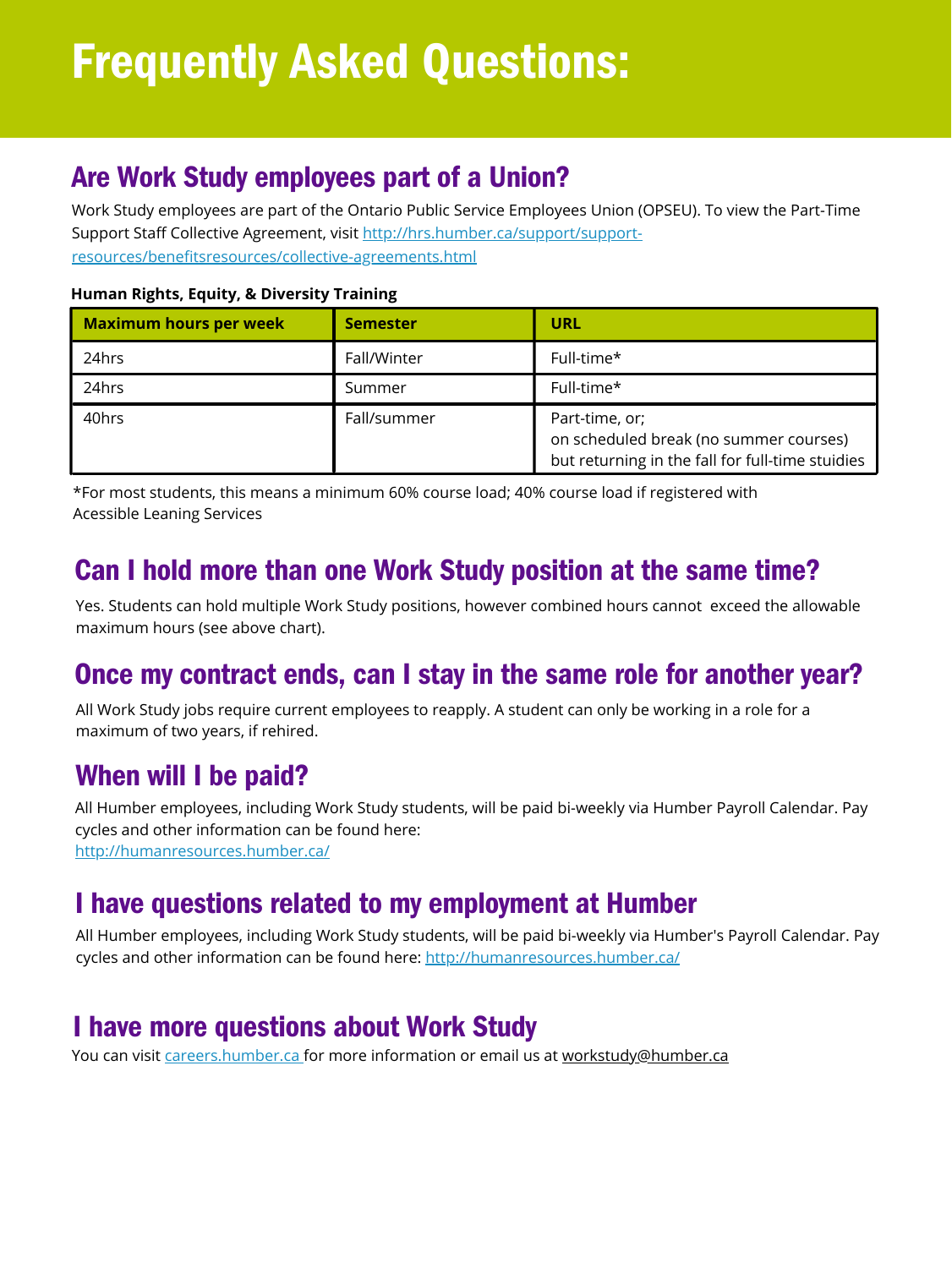# Frequently Asked Questions:

## Are Work Study employees part of a Union?

Work Study employees are part of the Ontario Public Service Employees Union (OPSEU). To view the Part-Time Support Staff Collective Agreement, visit http://hrs.humber.ca/support/support-resources/benefitsresources/collective-agreements.html

**Human Rights, Equity, & Diversity Training**

| Maximum hours per week | Semester | URL |
|---|---|---|
| 24hrs | Fall/Winter | Full-time* |
| 24hrs | Summer | Full-time* |
| 40hrs | Fall/summer | Part-time, or; on scheduled break (no summer courses) but returning in the fall for full-time stuidies |

*For most students, this means a minimum 60% course load; 40% course load if registered with Acessible Leaning Services

## Can I hold more than one Work Study position at the same time?

Yes. Students can hold multiple Work Study positions, however combined hours cannot exceed the allowable maximum hours (see above chart).

## Once my contract ends, can I stay in the same role for another year?

All Work Study jobs require current employees to reapply. A student can only be working in a role for a maximum of two years, if rehired.

## When will I be paid?

All Humber employees, including Work Study students, will be paid bi-weekly via Humber Payroll Calendar. Pay cycles and other information can be found here:
http://humanresources.humber.ca/

## I have questions related to my employment at Humber

All Humber employees, including Work Study students, will be paid bi-weekly via Humber's Payroll Calendar. Pay cycles and other information can be found here: http://humanresources.humber.ca/

## I have more questions about Work Study

You can visit careers.humber.ca for more information or email us at workstudy@humber.ca